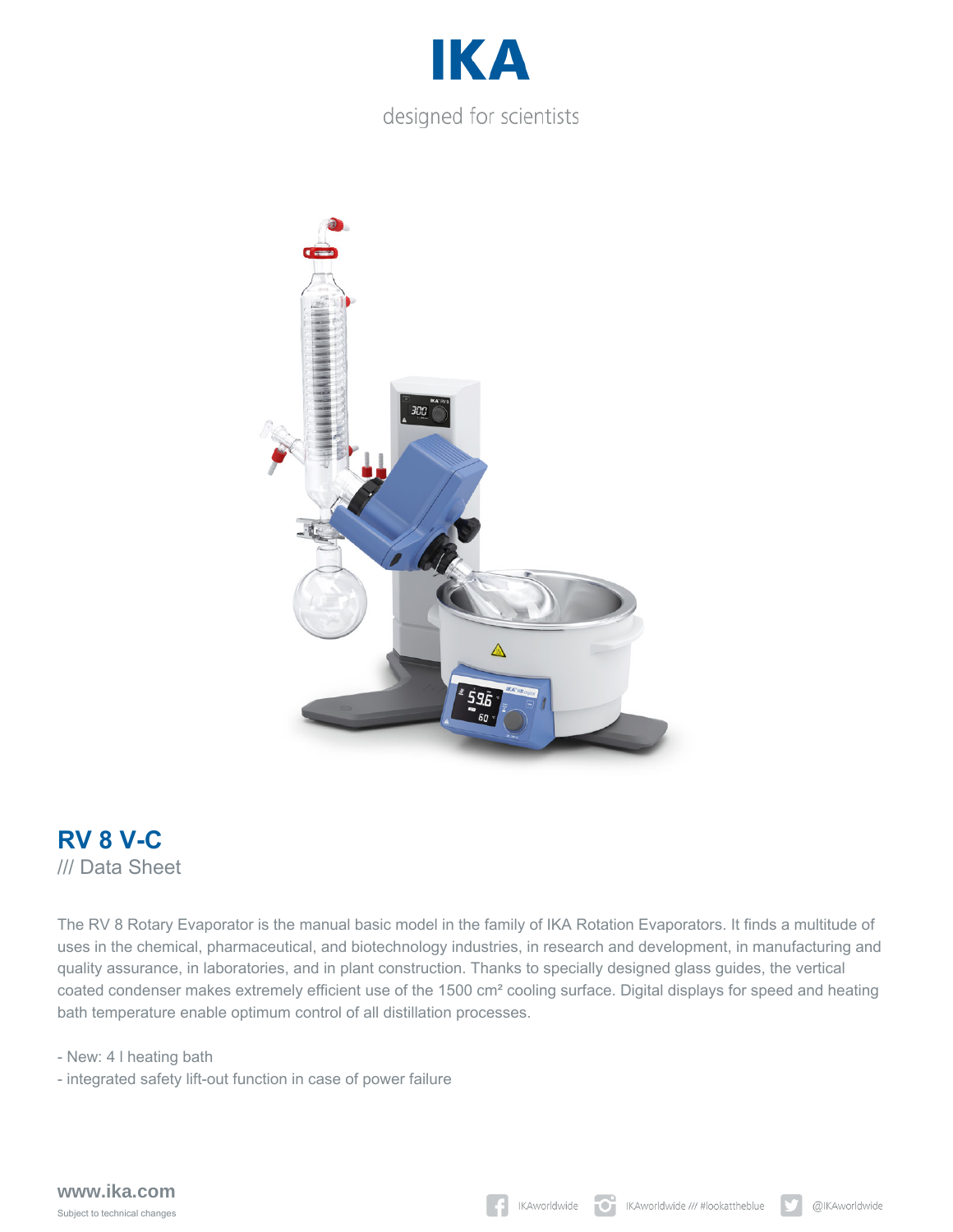IKA

designed for scientists

# RV 8 V-C

/// Data Sheet

The RV 8 Rotary Evaporator is the manual basic model in the family of IKA Rotation Evaporators. It finds a multitude of uses in the chemical, pharmaceutical, and biotechnology industries, in research and development, in manufacturing and quality assurance, in laboratories, and in plant construction. Thanks to specially designed glass guides, the vertical coated condenser makes extremely efficient use of the 1500 cm² cooling surface. Digital displays for speed and heating bath temperature enable optimum control of all distillation processes.

- New: 4 l heating bath
- integrated safety lift-out function in case of power failure

**www.ika.com**

Subject to technical changes

IKAworldwide   IKAworldwide /// #lookattheblue   @IKAworldwide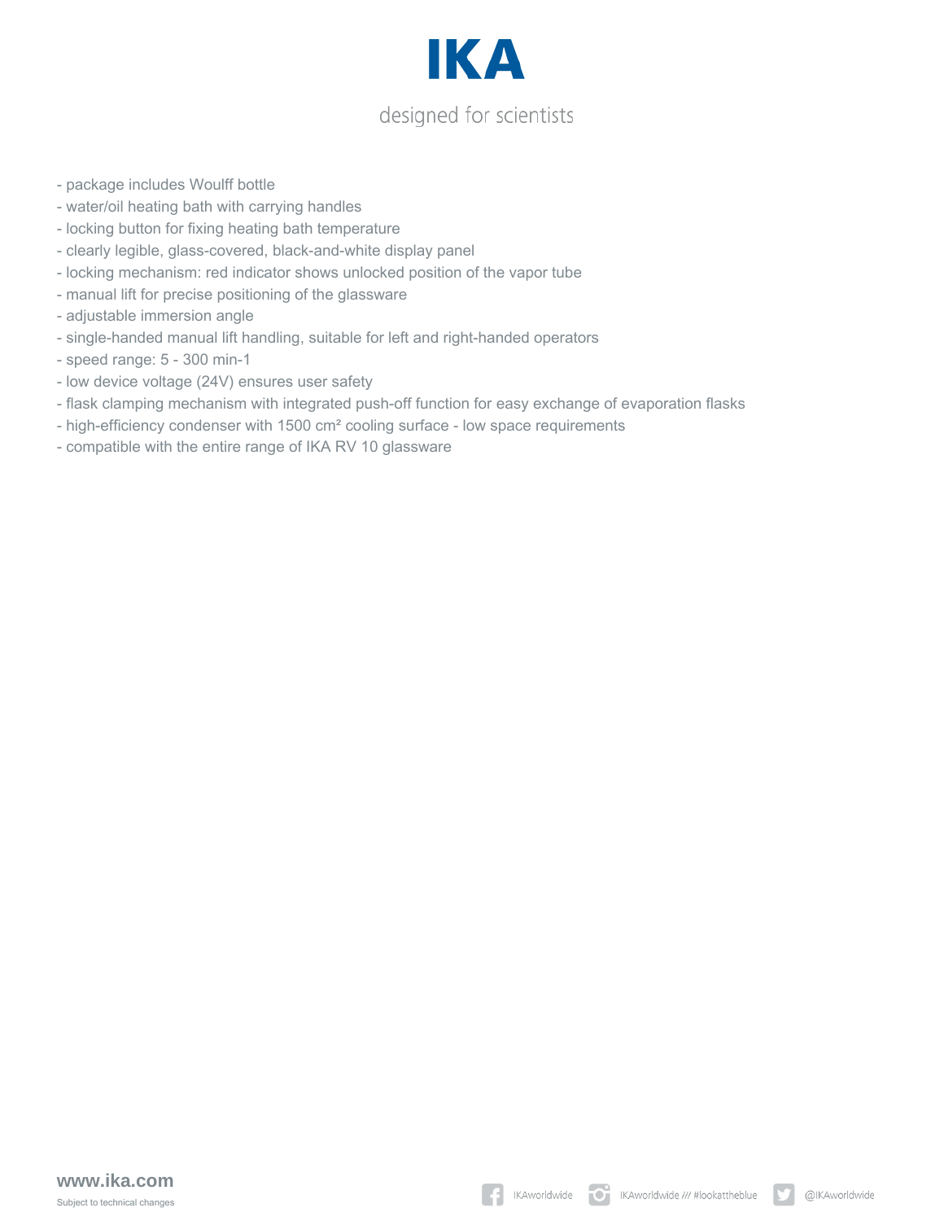- package includes Woulff bottle
- water/oil heating bath with carrying handles
- locking button for fixing heating bath temperature
- clearly legible, glass-covered, black-and-white display panel
- locking mechanism: red indicator shows unlocked position of the vapor tube
- manual lift for precise positioning of the glassware
- adjustable immersion angle
- single-handed manual lift handling, suitable for left and right-handed operators
- speed range: 5 - 300 $min^{-1}$
- low device voltage (24V) ensures user safety
- flask clamping mechanism with integrated push-off function for easy exchange of evaporation flasks
- high-efficiency condenser with 1500 $cm^2$ cooling surface - low space requirements
- compatible with the entire range of IKA RV 10 glassware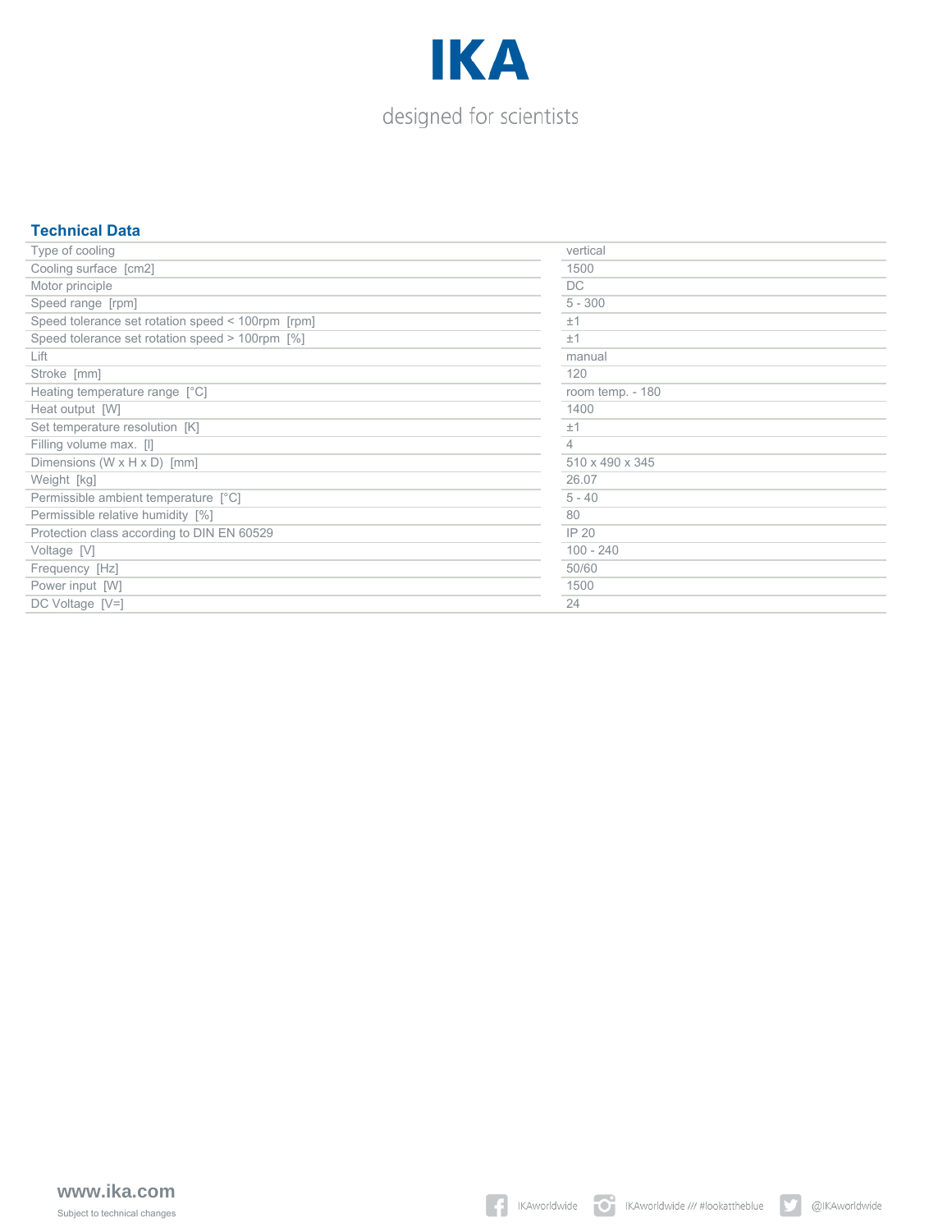# IKA

designed for scientists

## Technical Data

| | |
|---|---|
| Type of cooling | vertical |
| Cooling surface [cm2] | 1500 |
| Motor principle | DC |
| Speed range [rpm] | 5 - 300 |
| Speed tolerance set rotation speed < 100rpm [rpm] | ±1 |
| Speed tolerance set rotation speed > 100rpm [%] | ±1 |
| Lift | manual |
| Stroke [mm] | 120 |
| Heating temperature range [°C] | room temp. - 180 |
| Heat output [W] | 1400 |
| Set temperature resolution [K] | ±1 |
| Filling volume max. [l] | 4 |
| Dimensions (W x H x D) [mm] | 510 x 490 x 345 |
| Weight [kg] | 26.07 |
| Permissible ambient temperature [°C] | 5 - 40 |
| Permissible relative humidity [%] | 80 |
| Protection class according to DIN EN 60529 | IP 20 |
| Voltage [V] | 100 - 240 |
| Frequency [Hz] | 50/60 |
| Power input [W] | 1500 |
| DC Voltage [V=] | 24 |

www.ika.com

Subject to technical changes

IKAworldwide IKAworldwide /// #lookattheblue @IKAworldwide